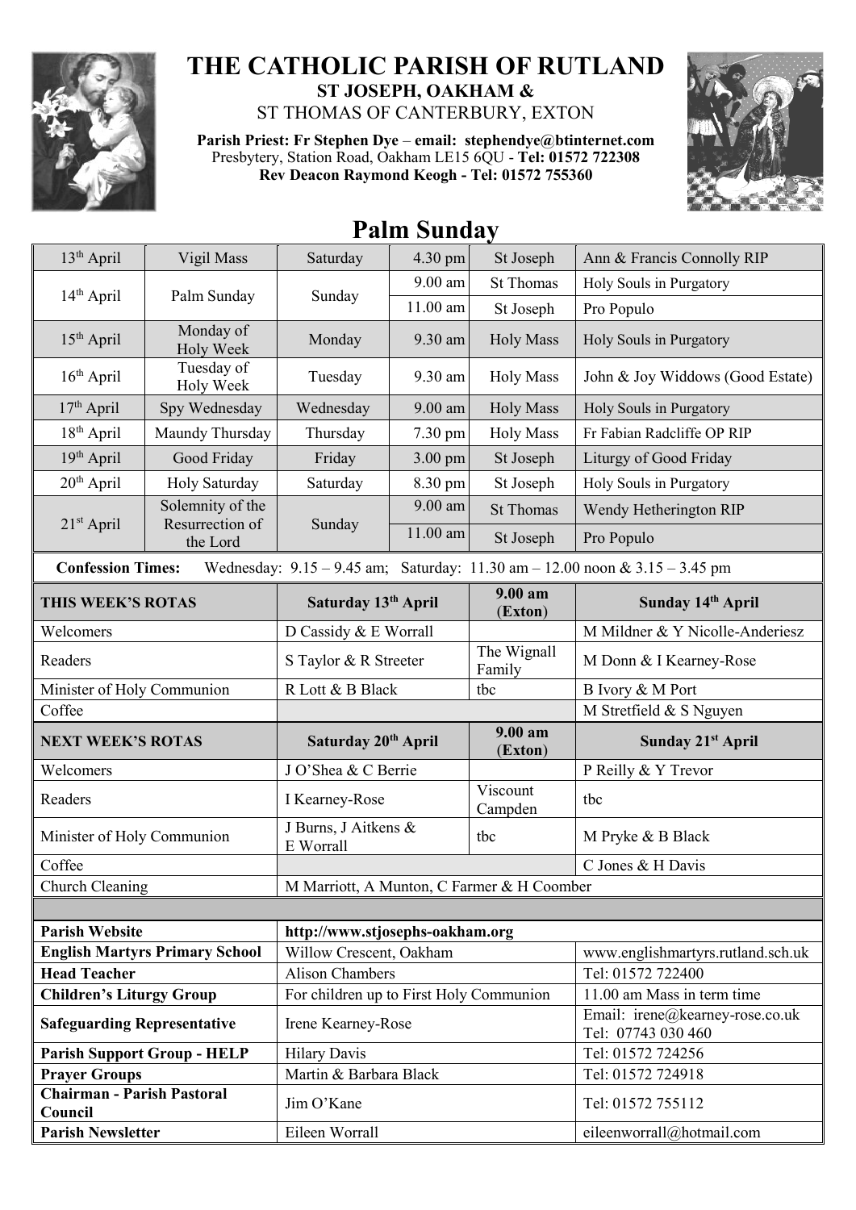# THE CATHOLIC PARISH OF RUTLAND

## ST JOSEPH, OAKHAM &
## ST THOMAS OF CANTERBURY, EXTON

**Parish Priest: Fr Stephen Dye** – **email: stephendye@btinternet.com**
Presbytery, Station Road, Oakham LE15 6QU - **Tel: 01572 722308**
**Rev Deacon Raymond Keogh - Tel: 01572 755360**

# Palm Sunday

| | | | | | |
|---|---|---|---|---|---|
| 13th April | Vigil Mass | Saturday | 4.30 pm | St Joseph | Ann & Francis Connolly RIP |
| 14th April | Palm Sunday | Sunday | 9.00 am | St Thomas | Holy Souls in Purgatory |
| | | | 11.00 am | St Joseph | Pro Populo |
| 15th April | Monday of Holy Week | Monday | 9.30 am | Holy Mass | Holy Souls in Purgatory |
| 16th April | Tuesday of Holy Week | Tuesday | 9.30 am | Holy Mass | John & Joy Widdows (Good Estate) |
| 17th April | Spy Wednesday | Wednesday | 9.00 am | Holy Mass | Holy Souls in Purgatory |
| 18th April | Maundy Thursday | Thursday | 7.30 pm | Holy Mass | Fr Fabian Radcliffe OP RIP |
| 19th April | Good Friday | Friday | 3.00 pm | St Joseph | Liturgy of Good Friday |
| 20th April | Holy Saturday | Saturday | 8.30 pm | St Joseph | Holy Souls in Purgatory |
| 21st April | Solemnity of the Resurrection of the Lord | Sunday | 9.00 am | St Thomas | Wendy Hetherington RIP |
| | | | 11.00 am | St Joseph | Pro Populo |

**Confession Times:** Wednesday: 9.15 – 9.45 am; Saturday: 11.30 am – 12.00 noon & 3.15 – 3.45 pm

| **THIS WEEK'S ROTAS** | **Saturday 13th April** | **9.00 am (Exton)** | **Sunday 14th April** |
|---|---|---|---|
| Welcomers | D Cassidy & E Worrall | | M Mildner & Y Nicolle-Anderiesz |
| Readers | S Taylor & R Streeter | The Wignall Family | M Donn & I Kearney-Rose |
| Minister of Holy Communion | R Lott & B Black | tbc | B Ivory & M Port |
| Coffee | | | M Stretfield & S Nguyen |
| **NEXT WEEK'S ROTAS** | **Saturday 20th April** | **9.00 am (Exton)** | **Sunday 21st April** |
| Welcomers | J O'Shea & C Berrie | | P Reilly & Y Trevor |
| Readers | I Kearney-Rose | Viscount Campden | tbc |
| Minister of Holy Communion | J Burns, J Aitkens & E Worrall | tbc | M Pryke & B Black |
| Coffee | | | C Jones & H Davis |
| Church Cleaning | M Marriott, A Munton, C Farmer & H Coomber | | |

| | | |
|---|---|---|
| **Parish Website** | http://www.stjosephs-oakham.org | |
| **English Martyrs Primary School** | Willow Crescent, Oakham | www.englishmartyrs.rutland.sch.uk |
| **Head Teacher** | Alison Chambers | Tel: 01572 722400 |
| **Children's Liturgy Group** | For children up to First Holy Communion | 11.00 am Mass in term time |
| **Safeguarding Representative** | Irene Kearney-Rose | Email: irene@kearney-rose.co.uk Tel: 07743 030 460 |
| **Parish Support Group - HELP** | Hilary Davis | Tel: 01572 724256 |
| **Prayer Groups** | Martin & Barbara Black | Tel: 01572 724918 |
| **Chairman - Parish Pastoral Council** | Jim O'Kane | Tel: 01572 755112 |
| **Parish Newsletter** | Eileen Worrall | eileenworrall@hotmail.com |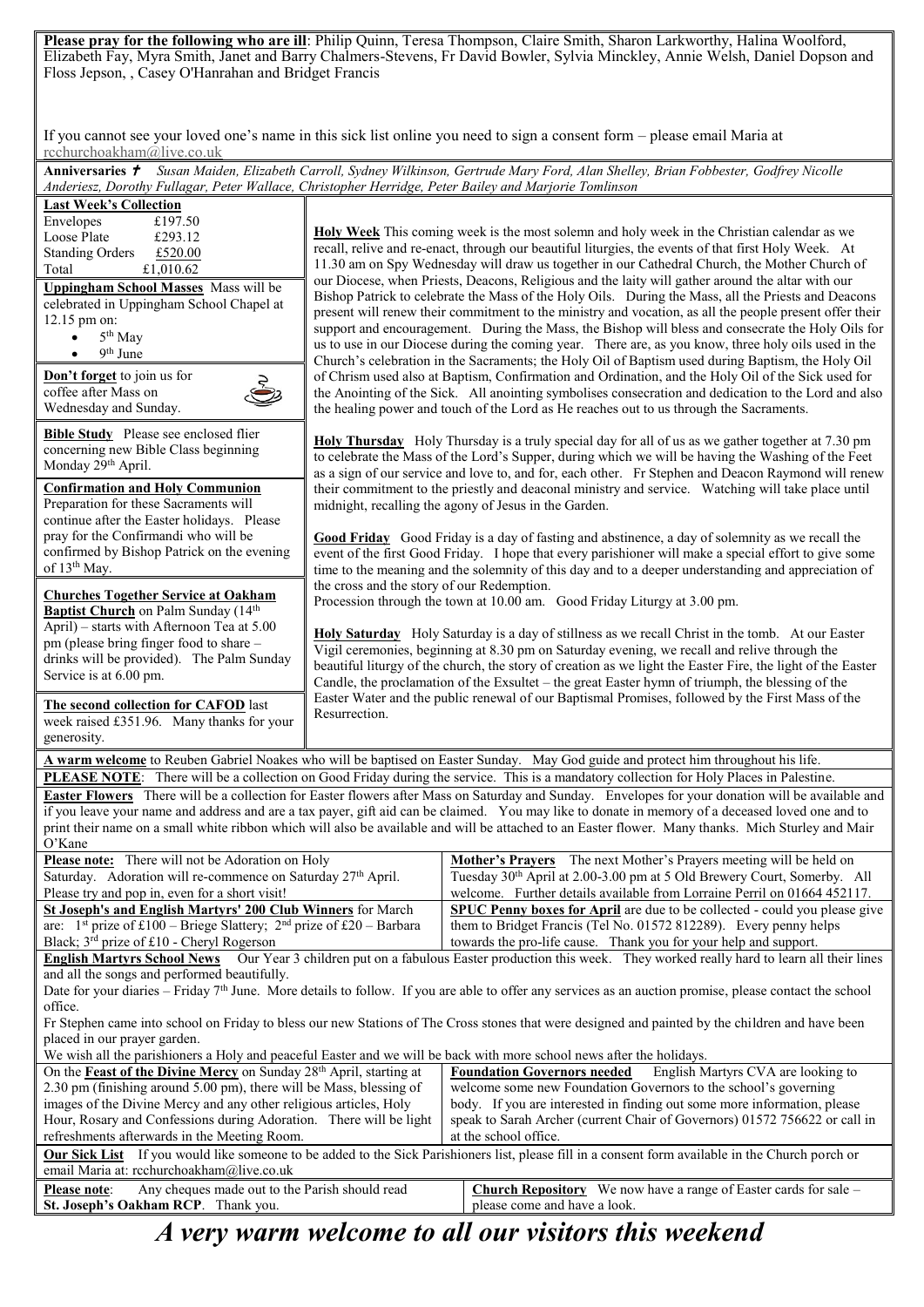**Please pray for the following who are ill**: Philip Quinn, Teresa Thompson, Claire Smith, Sharon Larkworthy, Halina Woolford, Elizabeth Fay, Myra Smith, Janet and Barry Chalmers-Stevens, Fr David Bowler, Sylvia Minckley, Annie Welsh, Daniel Dopson and Floss Jepson, , Casey O'Hanrahan and Bridget Francis

If you cannot see your loved one's name in this sick list online you need to sign a consent form – please email Maria at rcchurchoakham@live.co.uk

**Anniversaries** ✝ *Susan Maiden, Elizabeth Carroll, Sydney Wilkinson, Gertrude Mary Ford, Alan Shelley, Brian Fobbester, Godfrey Nicolle Anderiesz, Dorothy Fullagar, Peter Wallace, Christopher Herridge, Peter Bailey and Marjorie Tomlinson*

**Last Week's Collection**

| | |
|---|---|
| Envelopes | £197.50 |
| Loose Plate | £293.12 |
| Standing Orders | £520.00 |
| Total | £1,010.62 |

**Uppingham School Masses** Mass will be celebrated in Uppingham School Chapel at 12.15 pm on:

- 5th May
- 9th June

**Don't forget** to join us for coffee after Mass on Wednesday and Sunday.

**Bible Study** Please see enclosed flier concerning new Bible Class beginning Monday 29th April.

**Confirmation and Holy Communion** Preparation for these Sacraments will continue after the Easter holidays. Please pray for the Confirmandi who will be confirmed by Bishop Patrick on the evening of 13th May.

**Churches Together Service at Oakham Baptist Church** on Palm Sunday (14th April) – starts with Afternoon Tea at 5.00 pm (please bring finger food to share – drinks will be provided). The Palm Sunday Service is at 6.00 pm.

**The second collection for CAFOD** last week raised £351.96. Many thanks for your generosity.

**Holy Week** This coming week is the most solemn and holy week in the Christian calendar as we recall, relive and re-enact, through our beautiful liturgies, the events of that first Holy Week. At 11.30 am on Spy Wednesday will draw us together in our Cathedral Church, the Mother Church of our Diocese, when Priests, Deacons, Religious and the laity will gather around the altar with our Bishop Patrick to celebrate the Mass of the Holy Oils. During the Mass, all the Priests and Deacons present will renew their commitment to the ministry and vocation, as all the people present offer their support and encouragement. During the Mass, the Bishop will bless and consecrate the Holy Oils for us to use in our Diocese during the coming year. There are, as you know, three holy oils used in the Church's celebration in the Sacraments; the Holy Oil of Baptism used during Baptism, the Holy Oil of Chrism used also at Baptism, Confirmation and Ordination, and the Holy Oil of the Sick used for the Anointing of the Sick. All anointing symbolises consecration and dedication to the Lord and also the healing power and touch of the Lord as He reaches out to us through the Sacraments.

**Holy Thursday** Holy Thursday is a truly special day for all of us as we gather together at 7.30 pm to celebrate the Mass of the Lord's Supper, during which we will be having the Washing of the Feet as a sign of our service and love to, and for, each other. Fr Stephen and Deacon Raymond will renew their commitment to the priestly and deaconal ministry and service. Watching will take place until midnight, recalling the agony of Jesus in the Garden.

**Good Friday** Good Friday is a day of fasting and abstinence, a day of solemnity as we recall the event of the first Good Friday. I hope that every parishioner will make a special effort to give some time to the meaning and the solemnity of this day and to a deeper understanding and appreciation of the cross and the story of our Redemption.
Procession through the town at 10.00 am. Good Friday Liturgy at 3.00 pm.

**Holy Saturday** Holy Saturday is a day of stillness as we recall Christ in the tomb. At our Easter Vigil ceremonies, beginning at 8.30 pm on Saturday evening, we recall and relive through the beautiful liturgy of the church, the story of creation as we light the Easter Fire, the light of the Easter Candle, the proclamation of the Exsultet – the great Easter hymn of triumph, the blessing of the Easter Water and the public renewal of our Baptismal Promises, followed by the First Mass of the Resurrection.

**A warm welcome** to Reuben Gabriel Noakes who will be baptised on Easter Sunday. May God guide and protect him throughout his life.

**PLEASE NOTE**: There will be a collection on Good Friday during the service. This is a mandatory collection for Holy Places in Palestine.

**Easter Flowers** There will be a collection for Easter flowers after Mass on Saturday and Sunday. Envelopes for your donation will be available and if you leave your name and address and are a tax payer, gift aid can be claimed. You may like to donate in memory of a deceased loved one and to print their name on a small white ribbon which will also be available and will be attached to an Easter flower. Many thanks. Mich Sturley and Mair O'Kane

**Please note:** There will not be Adoration on Holy Saturday. Adoration will re-commence on Saturday 27th April. Please try and pop in, even for a short visit!

**Mother's Prayers** The next Mother's Prayers meeting will be held on Tuesday 30th April at 2.00-3.00 pm at 5 Old Brewery Court, Somerby. All welcome. Further details available from Lorraine Perril on 01664 452117.

**St Joseph's and English Martyrs' 200 Club Winners** for March are: 1st prize of £100 – Briege Slattery; 2nd prize of £20 – Barbara Black; 3rd prize of £10 - Cheryl Rogerson

**SPUC Penny boxes for April** are due to be collected - could you please give them to Bridget Francis (Tel No. 01572 812289). Every penny helps towards the pro-life cause. Thank you for your help and support.

**English Martyrs School News** Our Year 3 children put on a fabulous Easter production this week. They worked really hard to learn all their lines and all the songs and performed beautifully.

Date for your diaries – Friday 7th June. More details to follow. If you are able to offer any services as an auction promise, please contact the school office.

Fr Stephen came into school on Friday to bless our new Stations of The Cross stones that were designed and painted by the children and have been placed in our prayer garden.

We wish all the parishioners a Holy and peaceful Easter and we will be back with more school news after the holidays.

On the **Feast of the Divine Mercy** on Sunday 28th April, starting at 2.30 pm (finishing around 5.00 pm), there will be Mass, blessing of images of the Divine Mercy and any other religious articles, Holy Hour, Rosary and Confessions during Adoration. There will be light refreshments afterwards in the Meeting Room.

**Foundation Governors needed** English Martyrs CVA are looking to welcome some new Foundation Governors to the school's governing body. If you are interested in finding out some more information, please speak to Sarah Archer (current Chair of Governors) 01572 756622 or call in at the school office.

**Our Sick List** If you would like someone to be added to the Sick Parishioners list, please fill in a consent form available in the Church porch or email Maria at: rcchurchoakham@live.co.uk

**Please note**: Any cheques made out to the Parish should read **St. Joseph's Oakham RCP**. Thank you.

**Church Repository** We now have a range of Easter cards for sale – please come and have a look.

## *A very warm welcome to all our visitors this weekend*